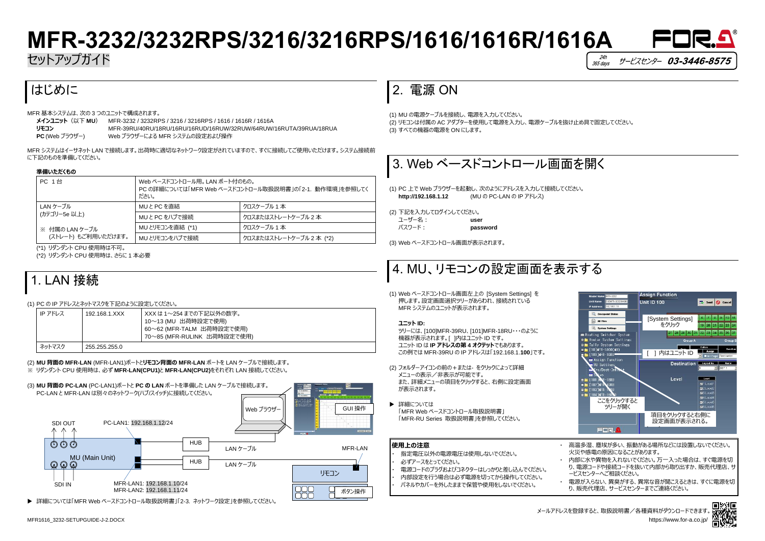# MFR-3232/3232RPS/3216/3216RPS/1616/1616R/1616A

セットアップガイド

24h 365 days サービスセンター 03-3446-8575

## はじめに

MFR 基本システムは、次の 3 つのユニットで構成されます。

**メインユニット**（以下 **MU**） MFR-3232 / 3232RPS / 3216 / 3216RPS / 1616 / 1616R / 1616A
**リモコン** MFR-39RU/40RU/18RU/16RU/16RUD/16RUW/32RUW/64RUW/16RUTA/39RUA/18RUA
**PC** (Web ブラウザー) Web ブラウザーによる MFR システムの設定および操作

MFR システムはイーサネット LAN で接続します。出荷時に適切なネットワーク設定がされていますので、すぐに接続してご使用いただけます。システム接続前に下記のものを準備してください。

**準備いただくもの**

| | | |
|---|---|---|
| PC 1 台 | Web ベースドコントロール用。LAN ポート付のもの。PC の詳細については「MFR Web ベースドコントロール取扱説明書」の「2-1. 動作環境」を参照してください。 | |
| LAN ケーブル (カテゴリー5e 以上) ※ 付属の LAN ケーブル (ストレート) もご利用いただけます。 | MU と PC を直結 | クロスケーブル 1 本 |
| | MU と PC をハブで接続 | クロスまたはストレートケーブル 2 本 |
| | MU とリモコンを直結 (*1) | クロスケーブル 1 本 |
| | MU とリモコンをハブで接続 | クロスまたはストレートケーブル 2 本 (*2) |

(*1) リダンダント CPU 使用時は不可。
(*2) リダンダント CPU 使用時は、さらに 1 本必要

## 1. LAN 接続

(1) PC の IP アドレスとネットマスクを下記のように設定してください。

| | | |
|---|---|---|
| IP アドレス | 192.168.1.XXX | XXX は 1～254 までの下記以外の数字。<br>10～13 (MU 出荷時設定で使用)<br>60～62 (MFR-TALM 出荷時設定で使用)<br>70～85 (MFR-RULINK 出荷時設定で使用) |
| ネットマスク | 255.255.255.0 | |

(2) **MU 背面の MFR-LAN** (MFR-LAN1)ポートと**リモコン背面の MFR-LAN** ポートを LAN ケーブルで接続します。
※ リダンダント CPU 使用時は、必ず **MFR-LAN(CPU1)**と **MFR-LAN(CPU2)**をそれぞれ LAN 接続してください。

(3) **MU 背面の PC-LAN** (PC-LAN1)ポートと **PC の LAN** ポートを準備した LAN ケーブルで接続します。
PC-LAN と MFR-LAN は別々のネットワーク(ハブ/スイッチ)に接続してください。

SDI OUT / PC-LAN1: 192.168.1.12/24 / Web ブラウザー / GUI 操作 / HUB / LAN ケーブル / MFR-LAN / MU (Main Unit) / HUB / LAN ケーブル / リモコン / SDI IN / MFR-LAN1: 192.168.1.10/24 / MFR-LAN2: 192.168.1.11/24 / ボタン操作

▶ 詳細については「MFR Web ベースドコントロール取扱説明書」「2-3. ネットワーク設定」を参照してください。

## 2. 電源 ON

(1) MU の電源ケーブルを接続し、電源を入力してください。
(2) リモコンは付属の AC アダプターを使用して電源を入力し、電源ケーブルを抜け止め具で固定してください。
(3) すべての機器の電源を ON にします。

## 3. Web ベースドコントロール画面を開く

(1) PC 上で Web ブラウザーを起動し、次のようにアドレスを入力して接続してください。
**http://192.168.1.12** (MU の PC-LAN の IP アドレス)

(2) 下記を入力してログインしてください。
ユーザー名： **user**
パスワード： **password**

(3) Web ベースドコントロール画面が表示されます。

## 4. MU、リモコンの設定画面を表示する

(1) Web ベースドコントロール画面左上の [System Settings] を押します。設定画面選択ツリーがあらわれ、接続されている MFR システムのユニットが表示されます。

**ユニット ID:**
ツリーには、[100]MFR-39RU、[101]MFR-18RU･･･のように機器が表示されます。[ ]内はユニット ID です。
ユニット ID は **IP アドレスの第 4 オクテット**でもあります。
この例では MFR-39RU の IP アドレスは「192.168.1.**100**」です。

(2) フォルダーアイコンの前の＋または- をクリックによって詳細メニューの表示／非表示が可能です。
また、詳細メニューの項目をクリックすると、右側に設定画面が表示されます。

▶ 詳細については
「MFR Web ベースドコントロール取扱説明書」
「MFR-RU Series 取扱説明書」を参照してください。

[System Settings] をクリック
[ ] 内はユニット ID
ここをクリックするとツリーが開く
項目をクリックすると右側に設定画面が表示される。

**使用上の注意**

- 指定電圧以外の電源電圧は使用しないでください。
- 必ずアースをとってください。
- 電源コードのプラグおよびコネクターはしっかりと差し込んでください。
- 内部設定を行う場合は必ず電源を切ってから操作してください。
- パネルやカバーを外したままで保管や使用をしないでください。
- 高温多湿、塵埃が多い、振動がある場所などには設置しないでください。火災や感電の原因になることがあります。
- 内部に水や異物を入れないでください。万一入った場合は、すぐ電源を切り、電源コードや接続コードを抜いて内部から取り出すか、販売代理店、サービスセンターへご相談ください。
- 電源が入らない、異臭がする、異常な音が聞こえるときは、すぐに電源を切り、販売代理店、サービスセンターまでご連絡ください。

メールアドレスを登録すると、取扱説明書／各種資料がダウンロードできます。
https://www.for-a.co.jp/

MFR1616_3232-SETUPGUIDE-J-2.DOCX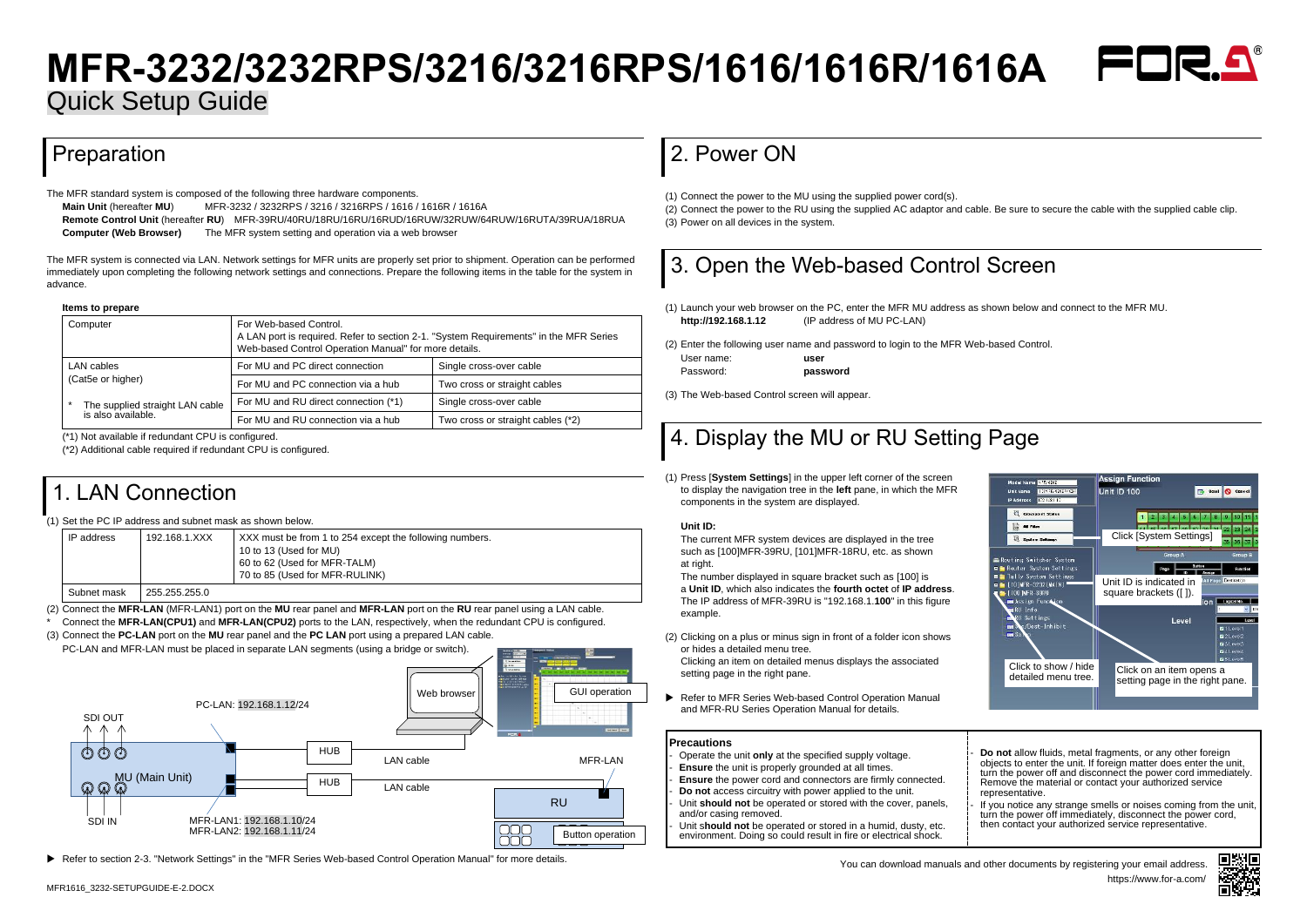# MFR-3232/3232RPS/3216/3216RPS/1616/1616R/1616A

Quick Setup Guide

## Preparation

The MFR standard system is composed of the following three hardware components.

**Main Unit** (hereafter **MU**) MFR-3232 / 3232RPS / 3216 / 3216RPS / 1616 / 1616R / 1616A
**Remote Control Unit** (hereafter **RU**) MFR-39RU/40RU/18RU/16RU/16RUD/16RUW/32RUW/64RUW/16RUTA/39RUA/18RUA
**Computer (Web Browser)** The MFR system setting and operation via a web browser

The MFR system is connected via LAN. Network settings for MFR units are properly set prior to shipment. Operation can be performed immediately upon completing the following network settings and connections. Prepare the following items in the table for the system in advance.

**Items to prepare**

| | | |
|---|---|---|
| Computer | For Web-based Control. A LAN port is required. Refer to section 2-1. "System Requirements" in the MFR Series Web-based Control Operation Manual" for more details. | |
| LAN cables (Cat5e or higher) * The supplied straight LAN cable is also available. | For MU and PC direct connection | Single cross-over cable |
| | For MU and PC connection via a hub | Two cross or straight cables |
| | For MU and RU direct connection (*1) | Single cross-over cable |
| | For MU and RU connection via a hub | Two cross or straight cables (*2) |

(*1) Not available if redundant CPU is configured.
(*2) Additional cable required if redundant CPU is configured.

## 1. LAN Connection

(1) Set the PC IP address and subnet mask as shown below.

| | | |
|---|---|---|
| IP address | 192.168.1.XXX | XXX must be from 1 to 254 except the following numbers. 10 to 13 (Used for MU) 60 to 62 (Used for MFR-TALM) 70 to 85 (Used for MFR-RULINK) |
| Subnet mask | 255.255.255.0 | |

(2) Connect the **MFR-LAN** (MFR-LAN1) port on the **MU** rear panel and **MFR-LAN** port on the **RU** rear panel using a LAN cable.
\* Connect the **MFR-LAN(CPU1)** and **MFR-LAN(CPU2)** ports to the LAN, respectively, when the redundant CPU is configured.
(3) Connect the **PC-LAN** port on the **MU** rear panel and the **PC LAN** port using a prepared LAN cable.
PC-LAN and MFR-LAN must be placed in separate LAN segments (using a bridge or switch).

SDI OUT
PC-LAN: 192.168.1.12/24
Web browser
GUI operation
HUB
LAN cable
MFR-LAN
MU (Main Unit)
HUB
LAN cable
RU
SDI IN
MFR-LAN1: 192.168.1.10/24
MFR-LAN2: 192.168.1.11/24
Button operation

▶ Refer to section 2-3. "Network Settings" in the "MFR Series Web-based Control Operation Manual" for more details.

## 2. Power ON

(1) Connect the power to the MU using the supplied power cord(s).
(2) Connect the power to the RU using the supplied AC adaptor and cable. Be sure to secure the cable with the supplied cable clip.
(3) Power on all devices in the system.

## 3. Open the Web-based Control Screen

(1) Launch your web browser on the PC, enter the MFR MU address as shown below and connect to the MFR MU.
**http://192.168.1.12** (IP address of MU PC-LAN)

(2) Enter the following user name and password to login to the MFR Web-based Control.
User name: **user**
Password: **password**

(3) The Web-based Control screen will appear.

## 4. Display the MU or RU Setting Page

(1) Press [**System Settings**] in the upper left corner of the screen to display the navigation tree in the **left** pane, in which the MFR components in the system are displayed.

**Unit ID:**

The current MFR system devices are displayed in the tree such as [100]MFR-39RU, [101]MFR-18RU, etc. as shown at right.
The number displayed in square bracket such as [100] is a **Unit ID**, which also indicates the **fourth octet** of **IP address**. The IP address of MFR-39RU is "192.168.1.**100**" in this figure example.

(2) Clicking on a plus or minus sign in front of a folder icon shows or hides a detailed menu tree.
Clicking an item on detailed menus displays the associated setting page in the right pane.

Click [System Settings]
Unit ID is indicated in square brackets ([ ]).
Click to show / hide detailed menu tree.
Click on an item opens a setting page in the right pane.

▶ Refer to MFR Series Web-based Control Operation Manual and MFR-RU Series Operation Manual for details.

**Precautions**

- Operate the unit **only** at the specified supply voltage.
- **Ensure** the unit is properly grounded at all times.
- **Ensure** the power cord and connectors are firmly connected.
- **Do not** access circuitry with power applied to the unit.
- Unit **should not** be operated or stored with the cover, panels, and/or casing removed.
- Unit s**hould not** be operated or stored in a humid, dusty, etc. environment. Doing so could result in fire or electrical shock.
- **Do not** allow fluids, metal fragments, or any other foreign objects to enter the unit. If foreign matter does enter the unit, turn the power off and disconnect the power cord immediately. Remove the material or contact your authorized service representative.
- If you notice any strange smells or noises coming from the unit, turn the power off immediately, disconnect the power cord, then contact your authorized service representative.

You can download manuals and other documents by registering your email address.
https://www.for-a.com/

MFR1616_3232-SETUPGUIDE-E-2.DOCX